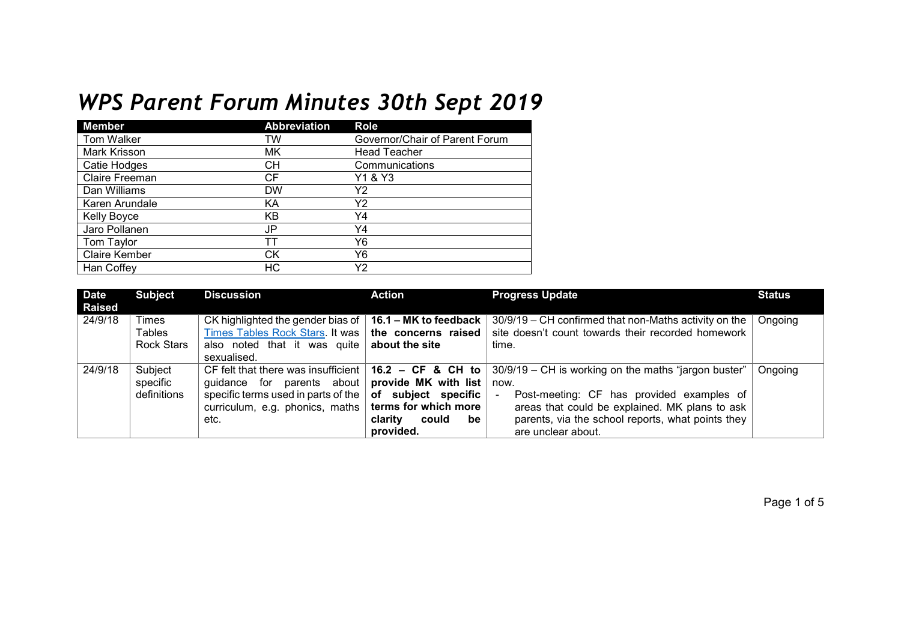# *WPS Parent Forum Minutes 30th Sept 2019*

| Member | Abbreviation | Role |
|---|---|---|
| Tom Walker | TW | Governor/Chair of Parent Forum |
| Mark Krisson | MK | Head Teacher |
| Catie Hodges | CH | Communications |
| Claire Freeman | CF | Y1 & Y3 |
| Dan Williams | DW | Y2 |
| Karen Arundale | KA | Y2 |
| Kelly Boyce | KB | Y4 |
| Jaro Pollanen | JP | Y4 |
| Tom Taylor | TT | Y6 |
| Claire Kember | CK | Y6 |
| Han Coffey | HC | Y2 |

| Date Raised | Subject | Discussion | Action | Progress Update | Status |
|---|---|---|---|---|---|
| 24/9/18 | Times Tables Rock Stars | CK highlighted the gender bias of Times Tables Rock Stars. It was also noted that it was quite sexualised. | **16.1 – MK to feedback the concerns raised about the site** | 30/9/19 – CH confirmed that non-Maths activity on the site doesn't count towards their recorded homework time. | Ongoing |
| 24/9/18 | Subject specific definitions | CF felt that there was insufficient guidance for parents about specific terms used in parts of the curriculum, e.g. phonics, maths etc. | **16.2 – CF & CH to provide MK with list of subject specific terms for which more clarity could be provided.** | 30/9/19 – CH is working on the maths "jargon buster" now.<br>- Post-meeting: CF has provided examples of areas that could be explained. MK plans to ask parents, via the school reports, what points they are unclear about. | Ongoing |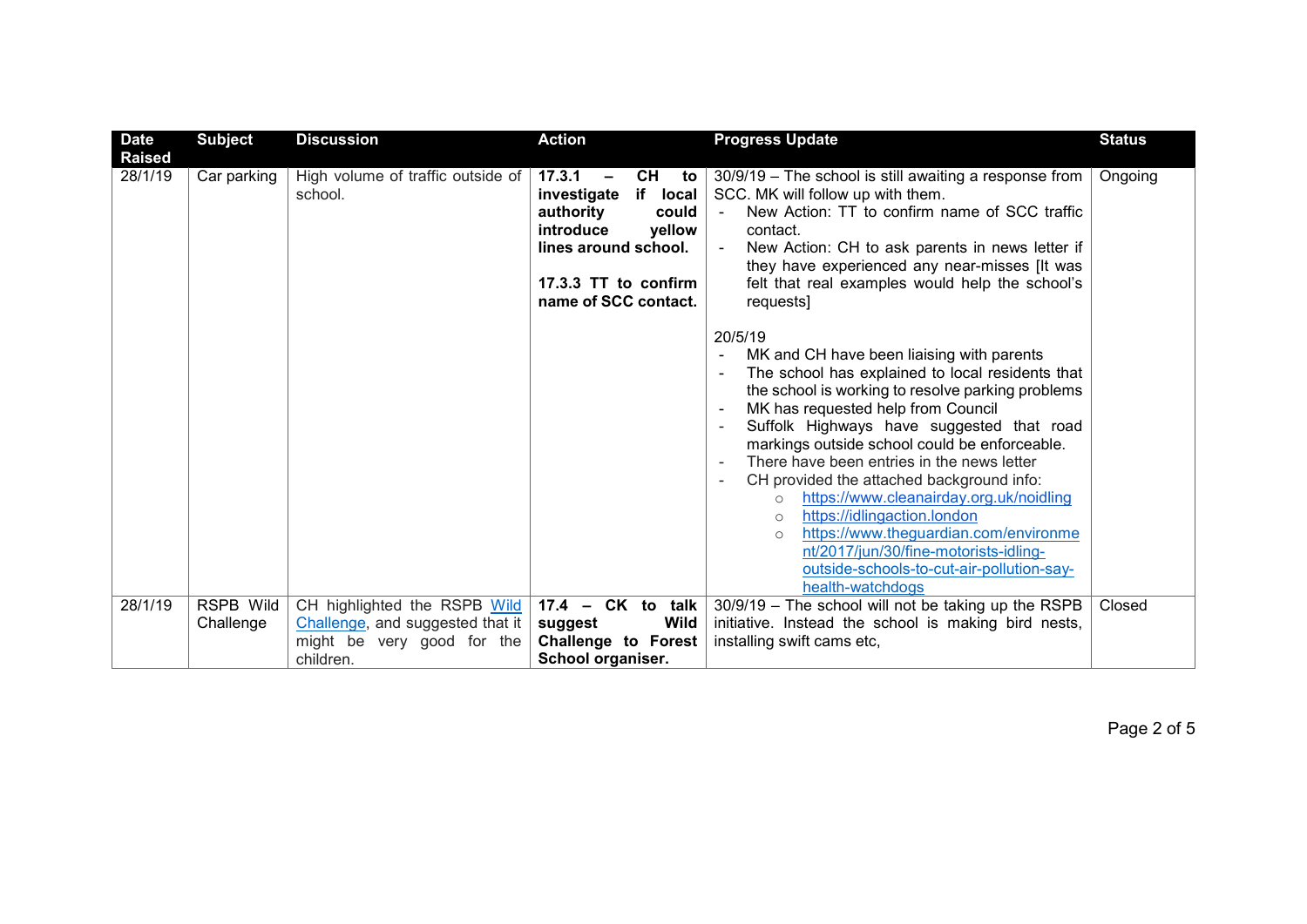| Date Raised | Subject | Discussion | Action | Progress Update | Status |
|---|---|---|---|---|---|
| 28/1/19 | Car parking | High volume of traffic outside of school. | **17.3.1 – CH to investigate if local authority could introduce yellow lines around school.**<br><br>**17.3.3 TT to confirm name of SCC contact.** | 30/9/19 – The school is still awaiting a response from SCC. MK will follow up with them.<br>- New Action: TT to confirm name of SCC traffic contact.<br>- New Action: CH to ask parents in news letter if they have experienced any near-misses [It was felt that real examples would help the school's requests]<br><br>20/5/19<br>- MK and CH have been liaising with parents<br>- The school has explained to local residents that the school is working to resolve parking problems<br>- MK has requested help from Council<br>- Suffolk Highways have suggested that road markings outside school could be enforceable.<br>- There have been entries in the news letter<br>- CH provided the attached background info:<br>  - https://www.cleanairday.org.uk/noidling<br>  - https://idlingaction.london<br>  - https://www.theguardian.com/environment/2017/jun/30/fine-motorists-idling-outside-schools-to-cut-air-pollution-say-health-watchdogs | Ongoing |
| 28/1/19 | RSPB Wild Challenge | CH highlighted the RSPB Wild Challenge, and suggested that it might be very good for the children. | **17.4 – CK to talk suggest Wild Challenge to Forest School organiser.** | 30/9/19 – The school will not be taking up the RSPB initiative. Instead the school is making bird nests, installing swift cams etc, | Closed |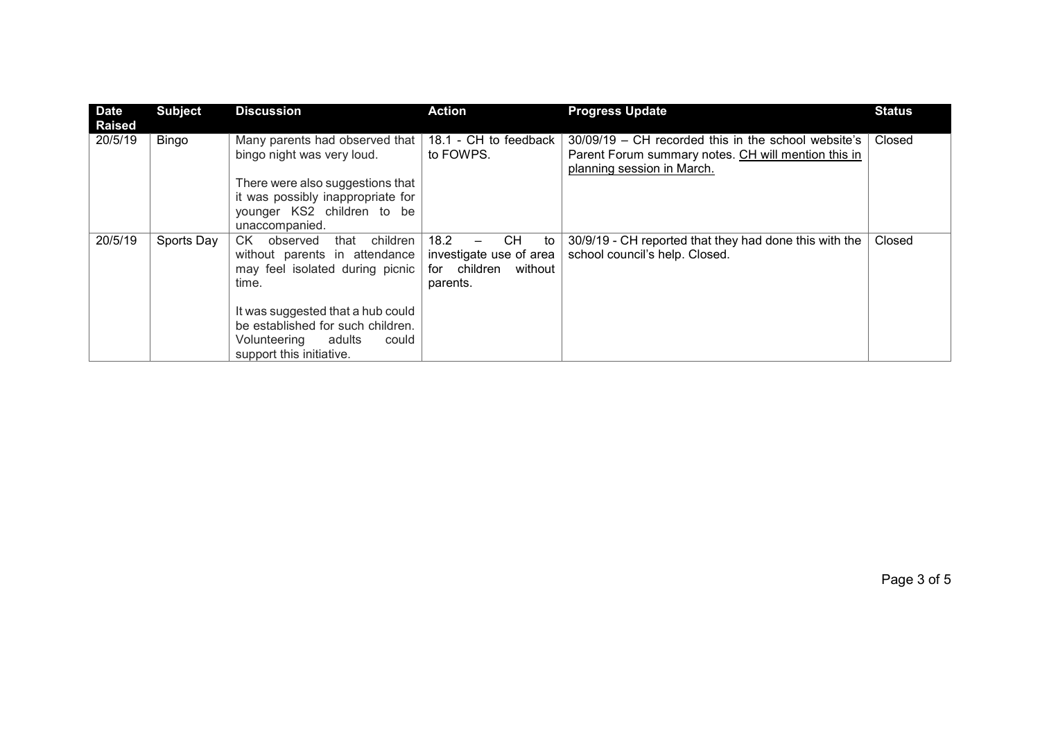| Date Raised | Subject | Discussion | Action | Progress Update | Status |
|---|---|---|---|---|---|
| 20/5/19 | Bingo | Many parents had observed that bingo night was very loud.<br><br>There were also suggestions that it was possibly inappropriate for younger KS2 children to be unaccompanied. | 18.1 - CH to feedback to FOWPS. | 30/09/19 – CH recorded this in the school website's Parent Forum summary notes. <u>CH will mention this in planning session in March.</u> | Closed |
| 20/5/19 | Sports Day | CK observed that children without parents in attendance may feel isolated during picnic time.<br><br>It was suggested that a hub could be established for such children. Volunteering adults could support this initiative. | 18.2 – CH to investigate use of area for children without parents. | 30/9/19 - CH reported that they had done this with the school council's help. Closed. | Closed |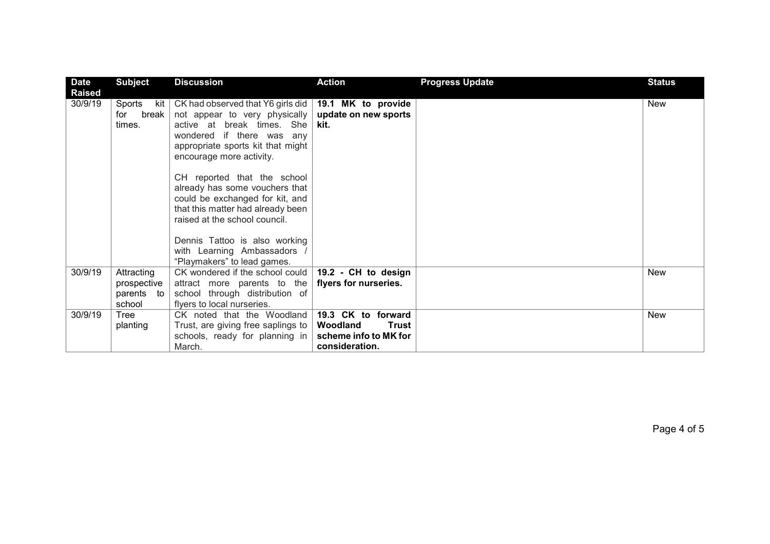| Date Raised | Subject | Discussion | Action | Progress Update | Status |
|---|---|---|---|---|---|
| 30/9/19 | Sports kit for break times. | CK had observed that Y6 girls did not appear to very physically active at break times. She wondered if there was any appropriate sports kit that might encourage more activity.<br><br>CH reported that the school already has some vouchers that could be exchanged for kit, and that this matter had already been raised at the school council.<br><br>Dennis Tattoo is also working with Learning Ambassadors / "Playmakers" to lead games. | **19.1 MK to provide update on new sports kit.** | | New |
| 30/9/19 | Attracting prospective parents to school | CK wondered if the school could attract more parents to the school through distribution of flyers to local nurseries. | **19.2 - CH to design flyers for nurseries.** | | New |
| 30/9/19 | Tree planting | CK noted that the Woodland Trust, are giving free saplings to schools, ready for planning in March. | **19.3 CK to forward Woodland Trust scheme info to MK for consideration.** | | New |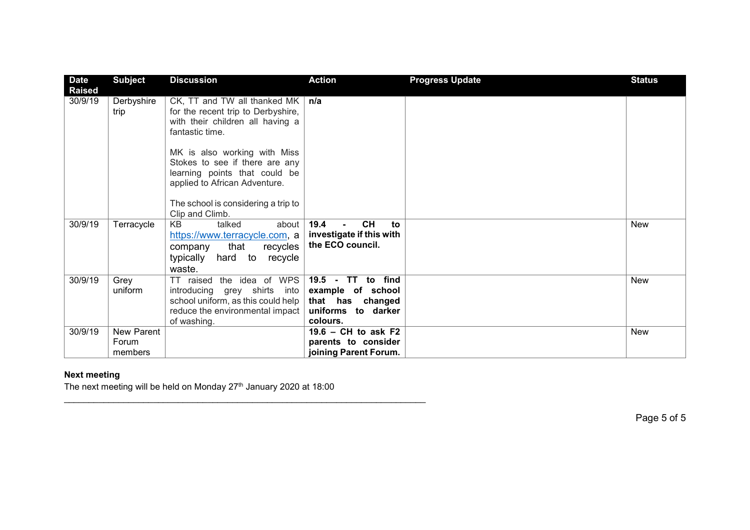| Date Raised | Subject | Discussion | Action | Progress Update | Status |
|---|---|---|---|---|---|
| 30/9/19 | Derbyshire trip | CK, TT and TW all thanked MK for the recent trip to Derbyshire, with their children all having a fantastic time.<br><br>MK is also working with Miss Stokes to see if there are any learning points that could be applied to African Adventure.<br><br>The school is considering a trip to Clip and Climb. | **n/a** | | |
| 30/9/19 | Terracycle | KB talked about https://www.terracycle.com, a company that recycles typically hard to recycle waste. | **19.4 - CH to investigate if this with the ECO council.** | | New |
| 30/9/19 | Grey uniform | TT raised the idea of WPS introducing grey shirts into school uniform, as this could help reduce the environmental impact of washing. | **19.5 - TT to find example of school that has changed uniforms to darker colours.** | | New |
| 30/9/19 | New Parent Forum members | | **19.6 – CH to ask F2 parents to consider joining Parent Forum.** | | New |

**Next meeting**

The next meeting will be held on Monday 27th January 2020 at 18:00

______________________________________________________________________________